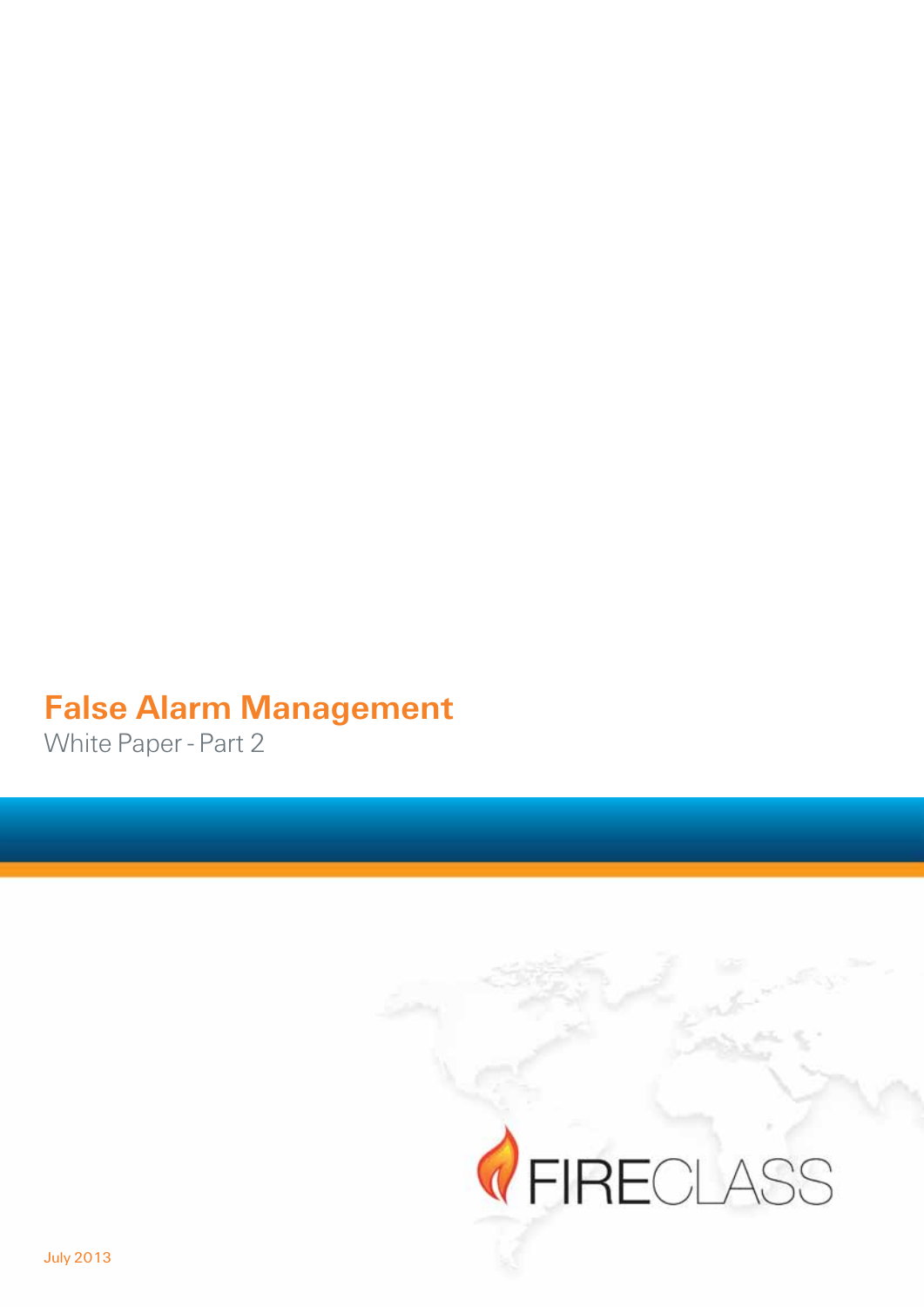# False Alarm Management

White Paper - Part 2

FIRECLASS

July 2013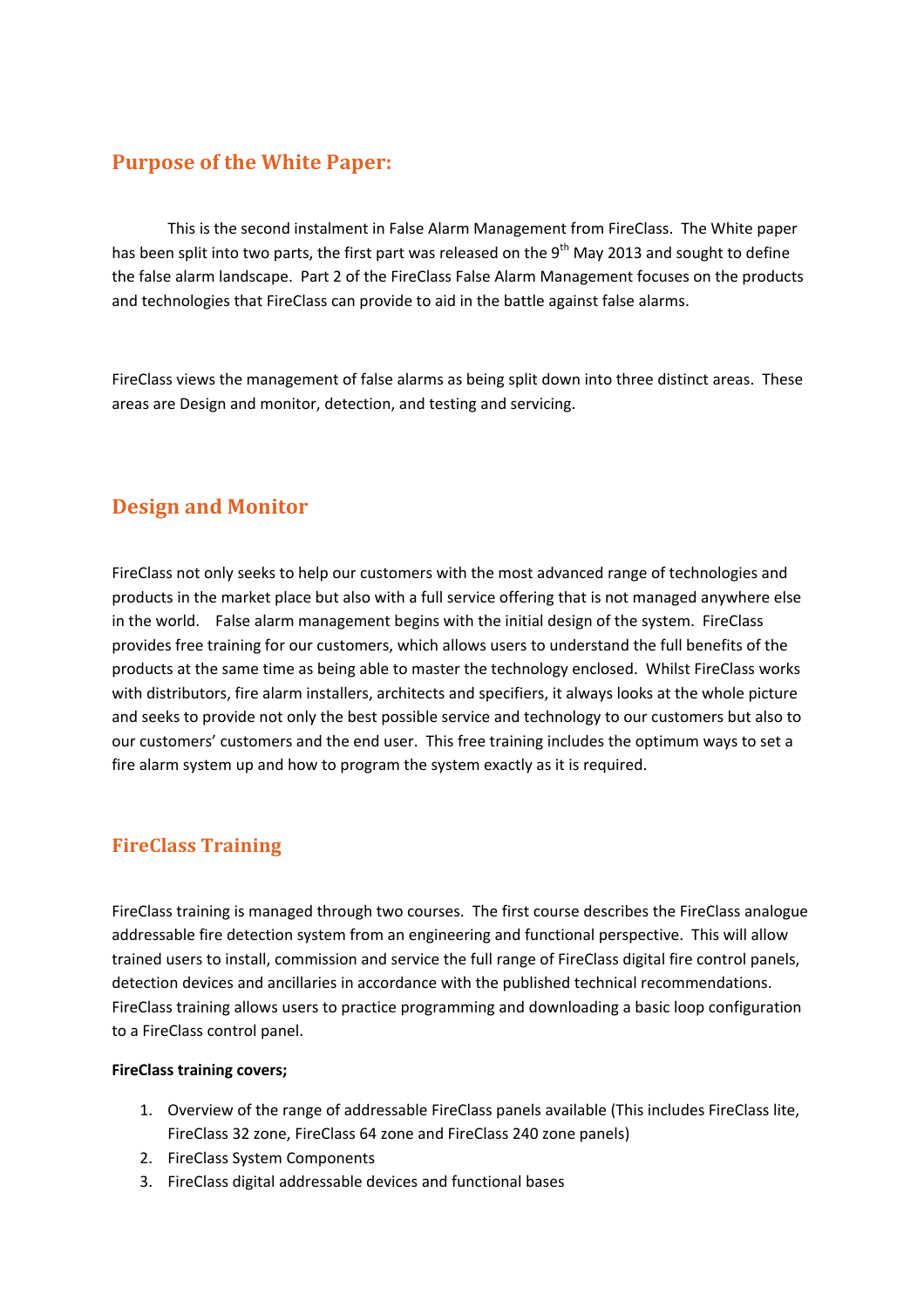## Purpose of the White Paper:

This is the second instalment in False Alarm Management from FireClass. The White paper has been split into two parts, the first part was released on the 9th May 2013 and sought to define the false alarm landscape. Part 2 of the FireClass False Alarm Management focuses on the products and technologies that FireClass can provide to aid in the battle against false alarms.

FireClass views the management of false alarms as being split down into three distinct areas. These areas are Design and monitor, detection, and testing and servicing.

## Design and Monitor

FireClass not only seeks to help our customers with the most advanced range of technologies and products in the market place but also with a full service offering that is not managed anywhere else in the world. False alarm management begins with the initial design of the system. FireClass provides free training for our customers, which allows users to understand the full benefits of the products at the same time as being able to master the technology enclosed. Whilst FireClass works with distributors, fire alarm installers, architects and specifiers, it always looks at the whole picture and seeks to provide not only the best possible service and technology to our customers but also to our customers' customers and the end user. This free training includes the optimum ways to set a fire alarm system up and how to program the system exactly as it is required.

## FireClass Training

FireClass training is managed through two courses. The first course describes the FireClass analogue addressable fire detection system from an engineering and functional perspective. This will allow trained users to install, commission and service the full range of FireClass digital fire control panels, detection devices and ancillaries in accordance with the published technical recommendations. FireClass training allows users to practice programming and downloading a basic loop configuration to a FireClass control panel.

**FireClass training covers;**

1. Overview of the range of addressable FireClass panels available (This includes FireClass lite, FireClass 32 zone, FireClass 64 zone and FireClass 240 zone panels)
2. FireClass System Components
3. FireClass digital addressable devices and functional bases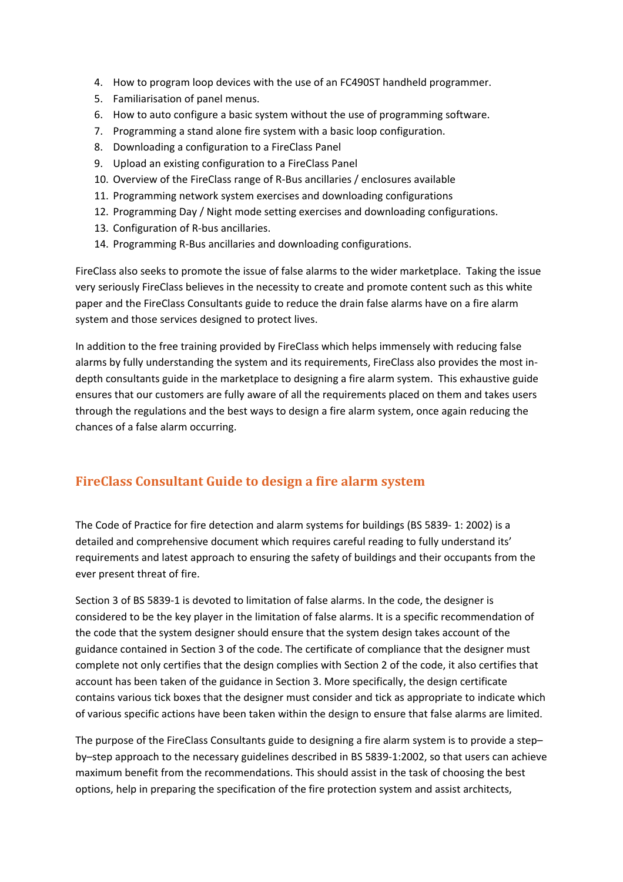4. How to program loop devices with the use of an FC490ST handheld programmer.
5. Familiarisation of panel menus.
6. How to auto configure a basic system without the use of programming software.
7. Programming a stand alone fire system with a basic loop configuration.
8. Downloading a configuration to a FireClass Panel
9. Upload an existing configuration to a FireClass Panel
10. Overview of the FireClass range of R-Bus ancillaries / enclosures available
11. Programming network system exercises and downloading configurations
12. Programming Day / Night mode setting exercises and downloading configurations.
13. Configuration of R-bus ancillaries.
14. Programming R-Bus ancillaries and downloading configurations.

FireClass also seeks to promote the issue of false alarms to the wider marketplace. Taking the issue very seriously FireClass believes in the necessity to create and promote content such as this white paper and the FireClass Consultants guide to reduce the drain false alarms have on a fire alarm system and those services designed to protect lives.

In addition to the free training provided by FireClass which helps immensely with reducing false alarms by fully understanding the system and its requirements, FireClass also provides the most in-depth consultants guide in the marketplace to designing a fire alarm system. This exhaustive guide ensures that our customers are fully aware of all the requirements placed on them and takes users through the regulations and the best ways to design a fire alarm system, once again reducing the chances of a false alarm occurring.

## FireClass Consultant Guide to design a fire alarm system

The Code of Practice for fire detection and alarm systems for buildings (BS 5839- 1: 2002) is a detailed and comprehensive document which requires careful reading to fully understand its' requirements and latest approach to ensuring the safety of buildings and their occupants from the ever present threat of fire.

Section 3 of BS 5839-1 is devoted to limitation of false alarms. In the code, the designer is considered to be the key player in the limitation of false alarms. It is a specific recommendation of the code that the system designer should ensure that the system design takes account of the guidance contained in Section 3 of the code. The certificate of compliance that the designer must complete not only certifies that the design complies with Section 2 of the code, it also certifies that account has been taken of the guidance in Section 3. More specifically, the design certificate contains various tick boxes that the designer must consider and tick as appropriate to indicate which of various specific actions have been taken within the design to ensure that false alarms are limited.

The purpose of the FireClass Consultants guide to designing a fire alarm system is to provide a step–by–step approach to the necessary guidelines described in BS 5839-1:2002, so that users can achieve maximum benefit from the recommendations. This should assist in the task of choosing the best options, help in preparing the specification of the fire protection system and assist architects,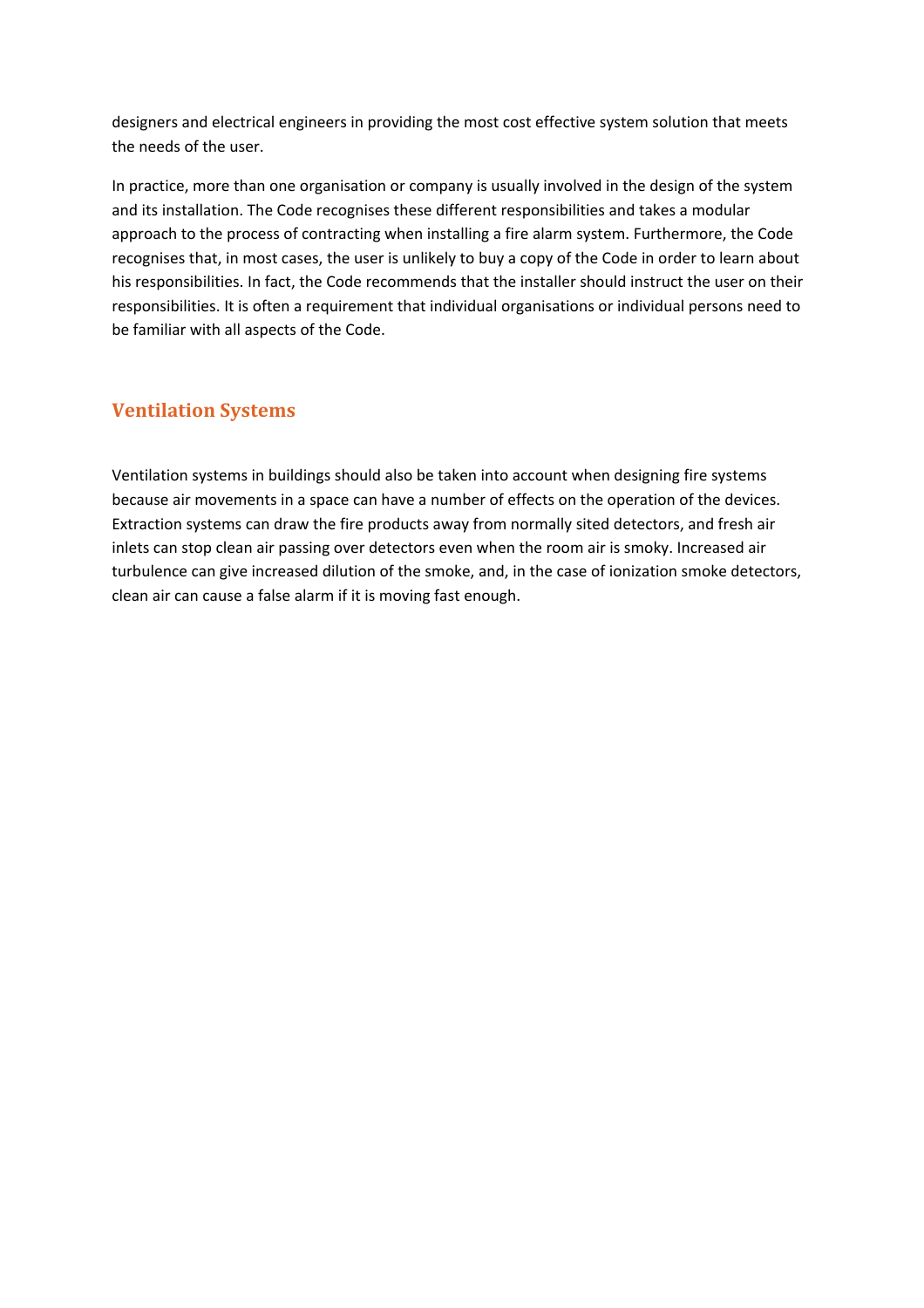designers and electrical engineers in providing the most cost effective system solution that meets the needs of the user.

In practice, more than one organisation or company is usually involved in the design of the system and its installation. The Code recognises these different responsibilities and takes a modular approach to the process of contracting when installing a fire alarm system. Furthermore, the Code recognises that, in most cases, the user is unlikely to buy a copy of the Code in order to learn about his responsibilities. In fact, the Code recommends that the installer should instruct the user on their responsibilities. It is often a requirement that individual organisations or individual persons need to be familiar with all aspects of the Code.

## Ventilation Systems

Ventilation systems in buildings should also be taken into account when designing fire systems because air movements in a space can have a number of effects on the operation of the devices. Extraction systems can draw the fire products away from normally sited detectors, and fresh air inlets can stop clean air passing over detectors even when the room air is smoky. Increased air turbulence can give increased dilution of the smoke, and, in the case of ionization smoke detectors, clean air can cause a false alarm if it is moving fast enough.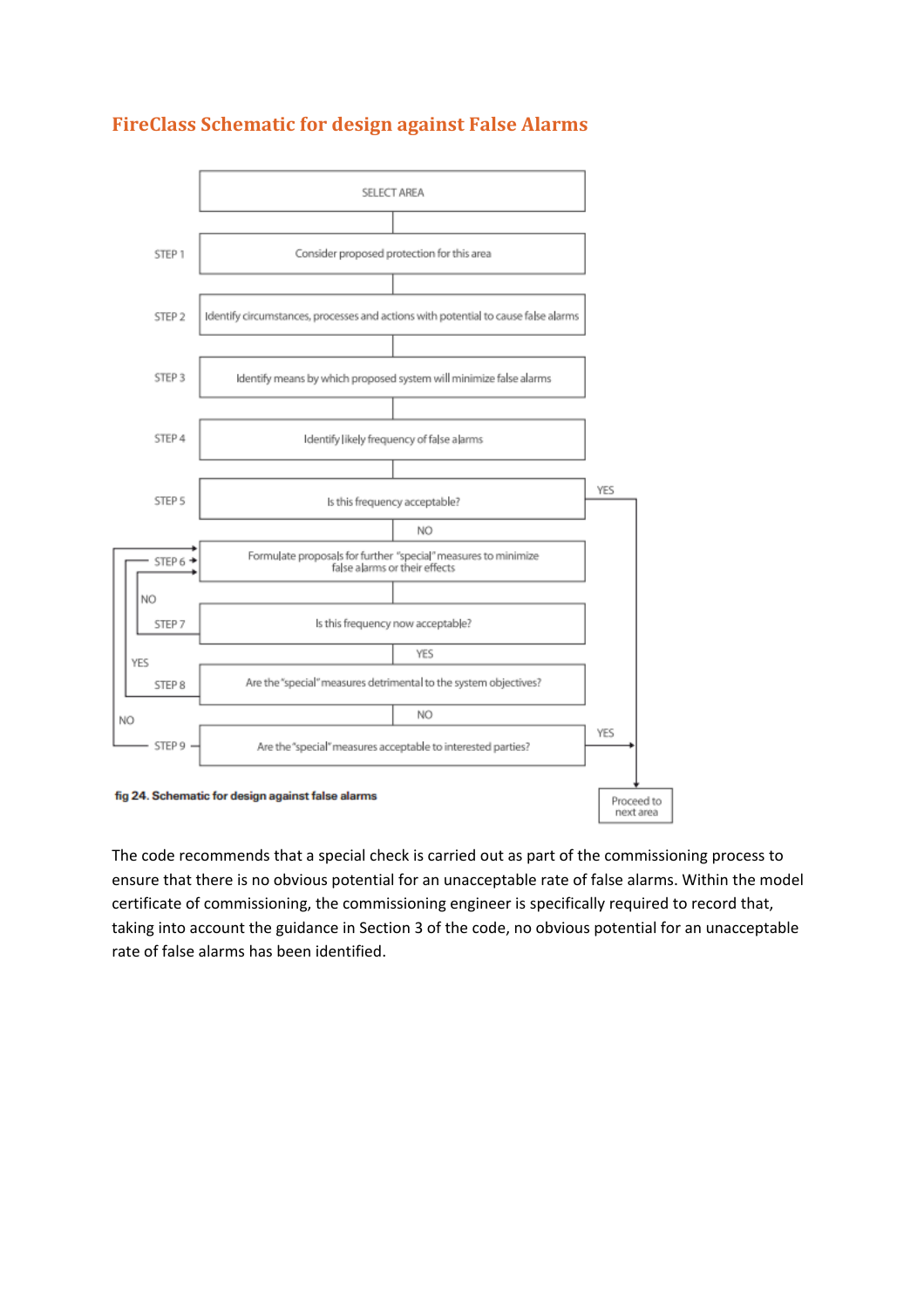## FireClass Schematic for design against False Alarms

SELECT AREA

STEP 1 — Consider proposed protection for this area

STEP 2 — Identify circumstances, processes and actions with potential to cause false alarms

STEP 3 — Identify means by which proposed system will minimize false alarms

STEP 4 — Identify likely frequency of false alarms

STEP 5 — Is this frequency acceptable? (YES → Proceed to next area; NO → Step 6)

STEP 6 — Formulate proposals for further "special" measures to minimize false alarms or their effects

STEP 7 — Is this frequency now acceptable? (NO → Step 6; YES → Step 8)

STEP 8 — Are the "special" measures detrimental to the system objectives? (YES → Step 6; NO → Step 9)

STEP 9 — Are the "special" measures acceptable to interested parties? (YES → Proceed to next area; NO → Step 6)

Proceed to next area

**fig 24. Schematic for design against false alarms**

The code recommends that a special check is carried out as part of the commissioning process to ensure that there is no obvious potential for an unacceptable rate of false alarms. Within the model certificate of commissioning, the commissioning engineer is specifically required to record that, taking into account the guidance in Section 3 of the code, no obvious potential for an unacceptable rate of false alarms has been identified.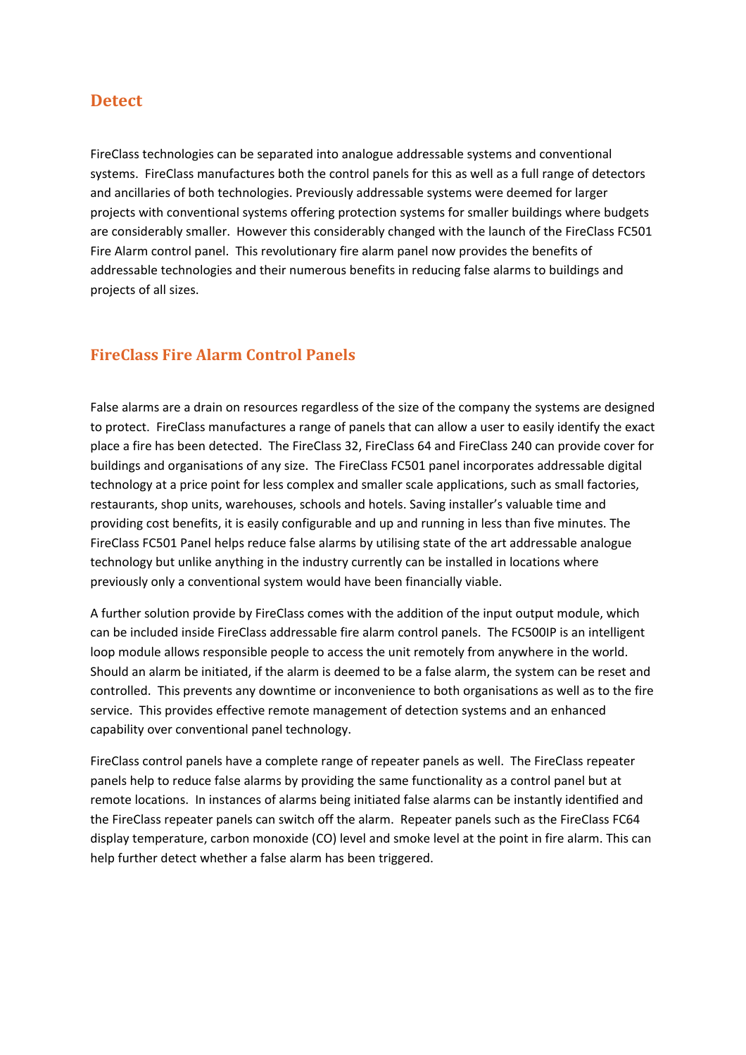## Detect

FireClass technologies can be separated into analogue addressable systems and conventional systems. FireClass manufactures both the control panels for this as well as a full range of detectors and ancillaries of both technologies. Previously addressable systems were deemed for larger projects with conventional systems offering protection systems for smaller buildings where budgets are considerably smaller. However this considerably changed with the launch of the FireClass FC501 Fire Alarm control panel. This revolutionary fire alarm panel now provides the benefits of addressable technologies and their numerous benefits in reducing false alarms to buildings and projects of all sizes.

## FireClass Fire Alarm Control Panels

False alarms are a drain on resources regardless of the size of the company the systems are designed to protect. FireClass manufactures a range of panels that can allow a user to easily identify the exact place a fire has been detected. The FireClass 32, FireClass 64 and FireClass 240 can provide cover for buildings and organisations of any size. The FireClass FC501 panel incorporates addressable digital technology at a price point for less complex and smaller scale applications, such as small factories, restaurants, shop units, warehouses, schools and hotels. Saving installer's valuable time and providing cost benefits, it is easily configurable and up and running in less than five minutes. The FireClass FC501 Panel helps reduce false alarms by utilising state of the art addressable analogue technology but unlike anything in the industry currently can be installed in locations where previously only a conventional system would have been financially viable.

A further solution provide by FireClass comes with the addition of the input output module, which can be included inside FireClass addressable fire alarm control panels. The FC500IP is an intelligent loop module allows responsible people to access the unit remotely from anywhere in the world. Should an alarm be initiated, if the alarm is deemed to be a false alarm, the system can be reset and controlled. This prevents any downtime or inconvenience to both organisations as well as to the fire service. This provides effective remote management of detection systems and an enhanced capability over conventional panel technology.

FireClass control panels have a complete range of repeater panels as well. The FireClass repeater panels help to reduce false alarms by providing the same functionality as a control panel but at remote locations. In instances of alarms being initiated false alarms can be instantly identified and the FireClass repeater panels can switch off the alarm. Repeater panels such as the FireClass FC64 display temperature, carbon monoxide (CO) level and smoke level at the point in fire alarm. This can help further detect whether a false alarm has been triggered.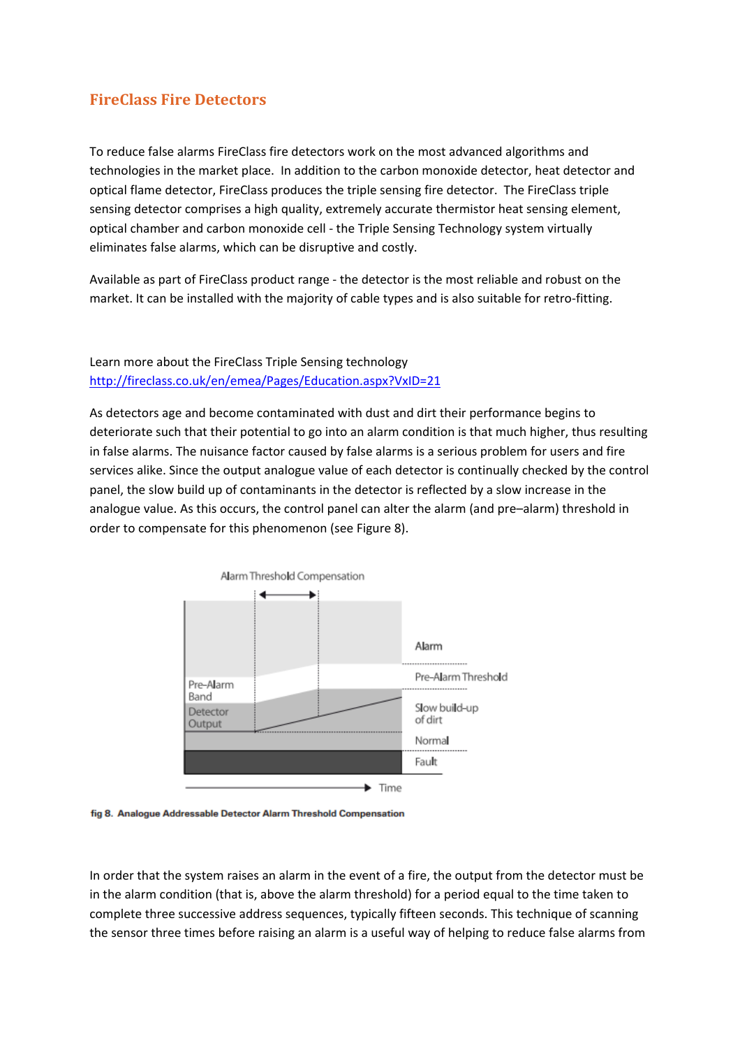## FireClass Fire Detectors

To reduce false alarms FireClass fire detectors work on the most advanced algorithms and technologies in the market place. In addition to the carbon monoxide detector, heat detector and optical flame detector, FireClass produces the triple sensing fire detector. The FireClass triple sensing detector comprises a high quality, extremely accurate thermistor heat sensing element, optical chamber and carbon monoxide cell - the Triple Sensing Technology system virtually eliminates false alarms, which can be disruptive and costly.

Available as part of FireClass product range - the detector is the most reliable and robust on the market. It can be installed with the majority of cable types and is also suitable for retro-fitting.

Learn more about the FireClass Triple Sensing technology
http://fireclass.co.uk/en/emea/Pages/Education.aspx?VxID=21

As detectors age and become contaminated with dust and dirt their performance begins to deteriorate such that their potential to go into an alarm condition is that much higher, thus resulting in false alarms. The nuisance factor caused by false alarms is a serious problem for users and fire services alike. Since the output analogue value of each detector is continually checked by the control panel, the slow build up of contaminants in the detector is reflected by a slow increase in the analogue value. As this occurs, the control panel can alter the alarm (and pre–alarm) threshold in order to compensate for this phenomenon (see Figure 8).

Alarm Threshold Compensation

Alarm

Pre-Alarm Threshold

Pre-Alarm Band

Detector Output

Slow build-up of dirt

Normal

Fault

Time

**fig 8. Analogue Addressable Detector Alarm Threshold Compensation**

In order that the system raises an alarm in the event of a fire, the output from the detector must be in the alarm condition (that is, above the alarm threshold) for a period equal to the time taken to complete three successive address sequences, typically fifteen seconds. This technique of scanning the sensor three times before raising an alarm is a useful way of helping to reduce false alarms from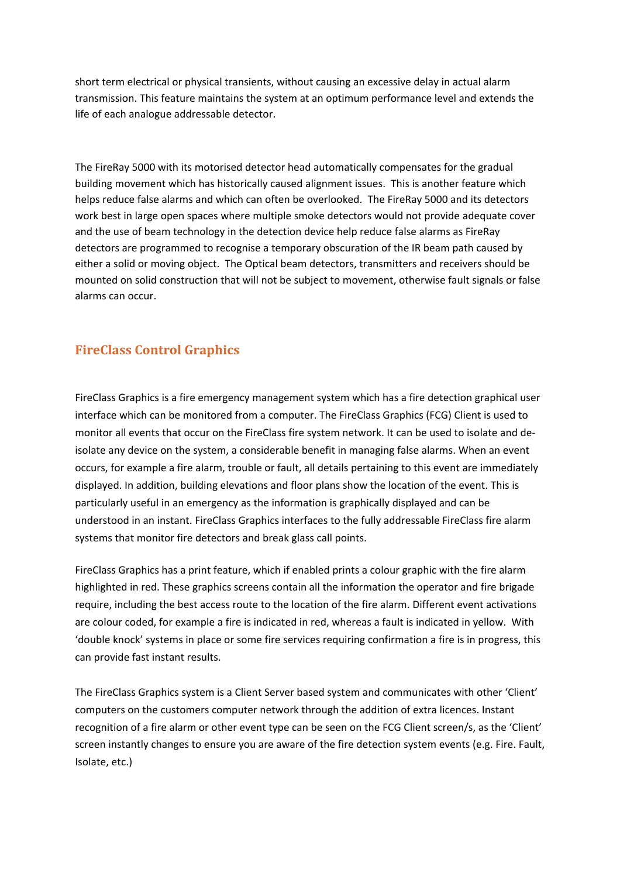short term electrical or physical transients, without causing an excessive delay in actual alarm transmission. This feature maintains the system at an optimum performance level and extends the life of each analogue addressable detector.

The FireRay 5000 with its motorised detector head automatically compensates for the gradual building movement which has historically caused alignment issues. This is another feature which helps reduce false alarms and which can often be overlooked. The FireRay 5000 and its detectors work best in large open spaces where multiple smoke detectors would not provide adequate cover and the use of beam technology in the detection device help reduce false alarms as FireRay detectors are programmed to recognise a temporary obscuration of the IR beam path caused by either a solid or moving object. The Optical beam detectors, transmitters and receivers should be mounted on solid construction that will not be subject to movement, otherwise fault signals or false alarms can occur.

## FireClass Control Graphics

FireClass Graphics is a fire emergency management system which has a fire detection graphical user interface which can be monitored from a computer. The FireClass Graphics (FCG) Client is used to monitor all events that occur on the FireClass fire system network. It can be used to isolate and de-isolate any device on the system, a considerable benefit in managing false alarms. When an event occurs, for example a fire alarm, trouble or fault, all details pertaining to this event are immediately displayed. In addition, building elevations and floor plans show the location of the event. This is particularly useful in an emergency as the information is graphically displayed and can be understood in an instant. FireClass Graphics interfaces to the fully addressable FireClass fire alarm systems that monitor fire detectors and break glass call points.

FireClass Graphics has a print feature, which if enabled prints a colour graphic with the fire alarm highlighted in red. These graphics screens contain all the information the operator and fire brigade require, including the best access route to the location of the fire alarm. Different event activations are colour coded, for example a fire is indicated in red, whereas a fault is indicated in yellow. With 'double knock' systems in place or some fire services requiring confirmation a fire is in progress, this can provide fast instant results.

The FireClass Graphics system is a Client Server based system and communicates with other 'Client' computers on the customers computer network through the addition of extra licences. Instant recognition of a fire alarm or other event type can be seen on the FCG Client screen/s, as the 'Client' screen instantly changes to ensure you are aware of the fire detection system events (e.g. Fire. Fault, Isolate, etc.)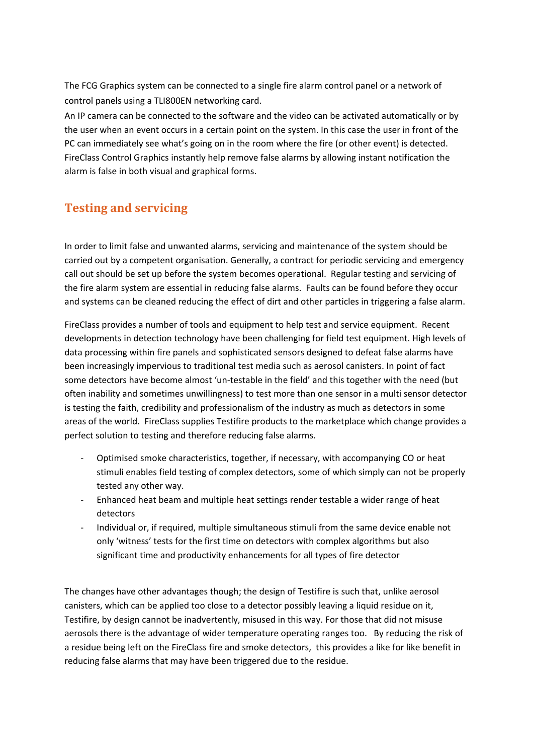The FCG Graphics system can be connected to a single fire alarm control panel or a network of control panels using a TLI800EN networking card.
An IP camera can be connected to the software and the video can be activated automatically or by the user when an event occurs in a certain point on the system. In this case the user in front of the PC can immediately see what's going on in the room where the fire (or other event) is detected. FireClass Control Graphics instantly help remove false alarms by allowing instant notification the alarm is false in both visual and graphical forms.

## Testing and servicing

In order to limit false and unwanted alarms, servicing and maintenance of the system should be carried out by a competent organisation. Generally, a contract for periodic servicing and emergency call out should be set up before the system becomes operational. Regular testing and servicing of the fire alarm system are essential in reducing false alarms. Faults can be found before they occur and systems can be cleaned reducing the effect of dirt and other particles in triggering a false alarm.

FireClass provides a number of tools and equipment to help test and service equipment. Recent developments in detection technology have been challenging for field test equipment. High levels of data processing within fire panels and sophisticated sensors designed to defeat false alarms have been increasingly impervious to traditional test media such as aerosol canisters. In point of fact some detectors have become almost 'un-testable in the field' and this together with the need (but often inability and sometimes unwillingness) to test more than one sensor in a multi sensor detector is testing the faith, credibility and professionalism of the industry as much as detectors in some areas of the world. FireClass supplies Testifire products to the marketplace which change provides a perfect solution to testing and therefore reducing false alarms.

- Optimised smoke characteristics, together, if necessary, with accompanying CO or heat stimuli enables field testing of complex detectors, some of which simply can not be properly tested any other way.
- Enhanced heat beam and multiple heat settings render testable a wider range of heat detectors
- Individual or, if required, multiple simultaneous stimuli from the same device enable not only 'witness' tests for the first time on detectors with complex algorithms but also significant time and productivity enhancements for all types of fire detector

The changes have other advantages though; the design of Testifire is such that, unlike aerosol canisters, which can be applied too close to a detector possibly leaving a liquid residue on it, Testifire, by design cannot be inadvertently, misused in this way. For those that did not misuse aerosols there is the advantage of wider temperature operating ranges too. By reducing the risk of a residue being left on the FireClass fire and smoke detectors, this provides a like for like benefit in reducing false alarms that may have been triggered due to the residue.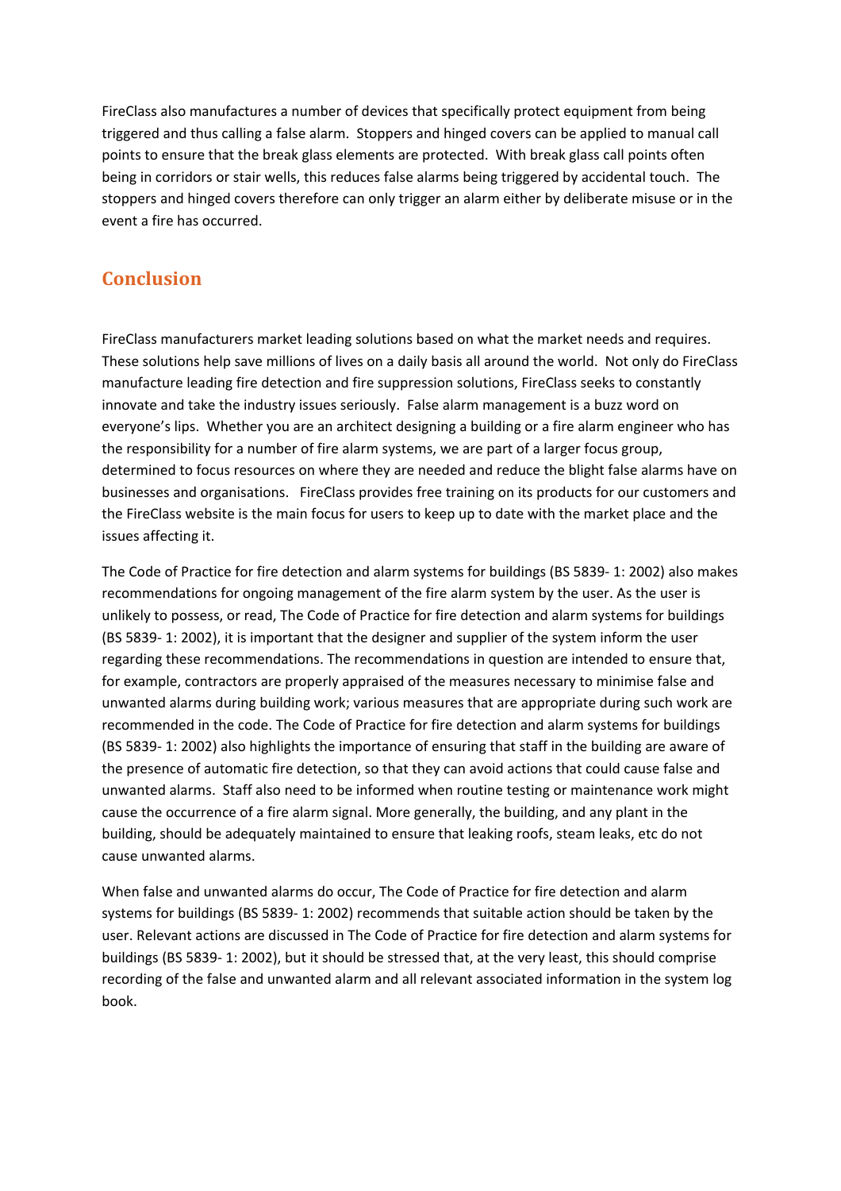FireClass also manufactures a number of devices that specifically protect equipment from being triggered and thus calling a false alarm. Stoppers and hinged covers can be applied to manual call points to ensure that the break glass elements are protected. With break glass call points often being in corridors or stair wells, this reduces false alarms being triggered by accidental touch. The stoppers and hinged covers therefore can only trigger an alarm either by deliberate misuse or in the event a fire has occurred.

## Conclusion

FireClass manufacturers market leading solutions based on what the market needs and requires. These solutions help save millions of lives on a daily basis all around the world. Not only do FireClass manufacture leading fire detection and fire suppression solutions, FireClass seeks to constantly innovate and take the industry issues seriously. False alarm management is a buzz word on everyone's lips. Whether you are an architect designing a building or a fire alarm engineer who has the responsibility for a number of fire alarm systems, we are part of a larger focus group, determined to focus resources on where they are needed and reduce the blight false alarms have on businesses and organisations. FireClass provides free training on its products for our customers and the FireClass website is the main focus for users to keep up to date with the market place and the issues affecting it.

The Code of Practice for fire detection and alarm systems for buildings (BS 5839- 1: 2002) also makes recommendations for ongoing management of the fire alarm system by the user. As the user is unlikely to possess, or read, The Code of Practice for fire detection and alarm systems for buildings (BS 5839- 1: 2002), it is important that the designer and supplier of the system inform the user regarding these recommendations. The recommendations in question are intended to ensure that, for example, contractors are properly appraised of the measures necessary to minimise false and unwanted alarms during building work; various measures that are appropriate during such work are recommended in the code. The Code of Practice for fire detection and alarm systems for buildings (BS 5839- 1: 2002) also highlights the importance of ensuring that staff in the building are aware of the presence of automatic fire detection, so that they can avoid actions that could cause false and unwanted alarms. Staff also need to be informed when routine testing or maintenance work might cause the occurrence of a fire alarm signal. More generally, the building, and any plant in the building, should be adequately maintained to ensure that leaking roofs, steam leaks, etc do not cause unwanted alarms.

When false and unwanted alarms do occur, The Code of Practice for fire detection and alarm systems for buildings (BS 5839- 1: 2002) recommends that suitable action should be taken by the user. Relevant actions are discussed in The Code of Practice for fire detection and alarm systems for buildings (BS 5839- 1: 2002), but it should be stressed that, at the very least, this should comprise recording of the false and unwanted alarm and all relevant associated information in the system log book.